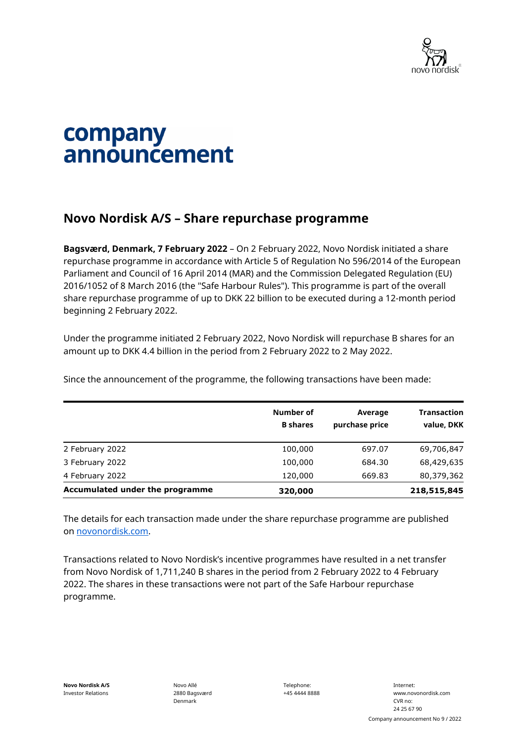# company announcement

## Novo Nordisk A/S – Share repurchase programme

**Bagsværd, Denmark, 7 February 2022** – On 2 February 2022, Novo Nordisk initiated a share repurchase programme in accordance with Article 5 of Regulation No 596/2014 of the European Parliament and Council of 16 April 2014 (MAR) and the Commission Delegated Regulation (EU) 2016/1052 of 8 March 2016 (the "Safe Harbour Rules"). This programme is part of the overall share repurchase programme of up to DKK 22 billion to be executed during a 12-month period beginning 2 February 2022.

Under the programme initiated 2 February 2022, Novo Nordisk will repurchase B shares for an amount up to DKK 4.4 billion in the period from 2 February 2022 to 2 May 2022.

Since the announcement of the programme, the following transactions have been made:

| | Number of B shares | Average purchase price | Transaction value, DKK |
|---|---|---|---|
| 2 February 2022 | 100,000 | 697.07 | 69,706,847 |
| 3 February 2022 | 100,000 | 684.30 | 68,429,635 |
| 4 February 2022 | 120,000 | 669.83 | 80,379,362 |
| **Accumulated under the programme** | **320,000** | | **218,515,845** |

The details for each transaction made under the share repurchase programme are published on novonordisk.com.

Transactions related to Novo Nordisk's incentive programmes have resulted in a net transfer from Novo Nordisk of 1,711,240 B shares in the period from 2 February 2022 to 4 February 2022. The shares in these transactions were not part of the Safe Harbour repurchase programme.

**Novo Nordisk A/S**
Investor Relations

Novo Allé
2880 Bagsværd
Denmark

Telephone:
+45 4444 8888

Internet:
www.novonordisk.com
CVR no:
24 25 67 90

Company announcement No 9 / 2022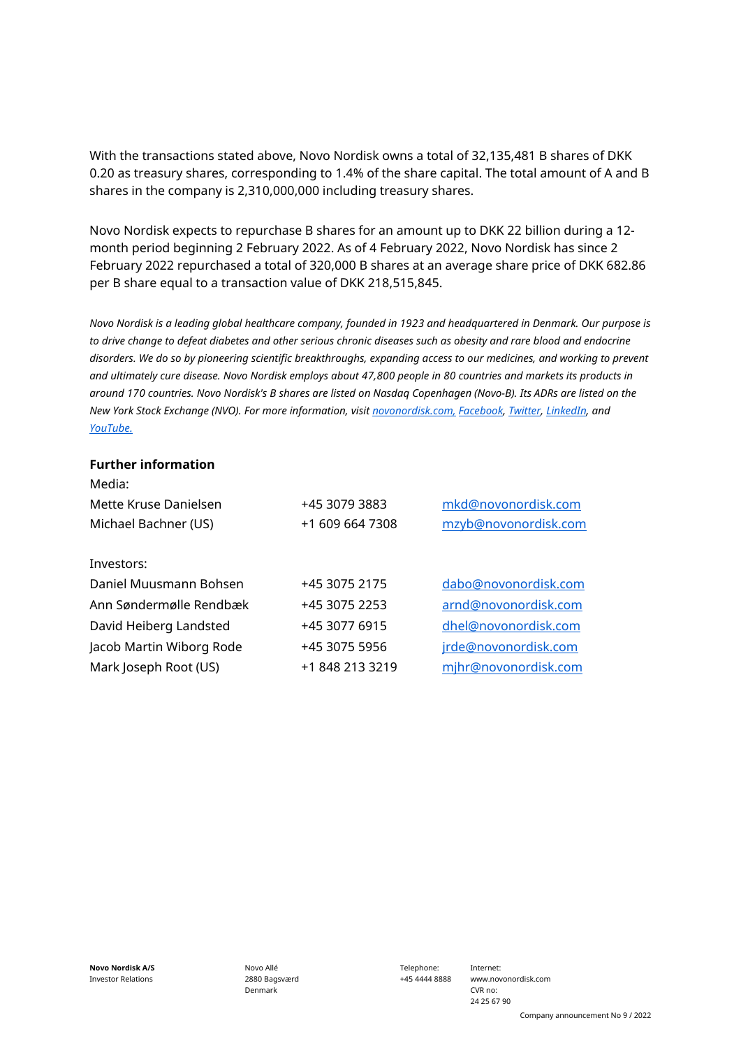With the transactions stated above, Novo Nordisk owns a total of 32,135,481 B shares of DKK 0.20 as treasury shares, corresponding to 1.4% of the share capital. The total amount of A and B shares in the company is 2,310,000,000 including treasury shares.

Novo Nordisk expects to repurchase B shares for an amount up to DKK 22 billion during a 12-month period beginning 2 February 2022. As of 4 February 2022, Novo Nordisk has since 2 February 2022 repurchased a total of 320,000 B shares at an average share price of DKK 682.86 per B share equal to a transaction value of DKK 218,515,845.

*Novo Nordisk is a leading global healthcare company, founded in 1923 and headquartered in Denmark. Our purpose is to drive change to defeat diabetes and other serious chronic diseases such as obesity and rare blood and endocrine disorders. We do so by pioneering scientific breakthroughs, expanding access to our medicines, and working to prevent and ultimately cure disease. Novo Nordisk employs about 47,800 people in 80 countries and markets its products in around 170 countries. Novo Nordisk's B shares are listed on Nasdaq Copenhagen (Novo-B). Its ADRs are listed on the New York Stock Exchange (NVO). For more information, visit novonordisk.com, Facebook, Twitter, LinkedIn, and YouTube.*

**Further information**

Media:

| | | |
|---|---|---|
| Mette Kruse Danielsen | +45 3079 3883 | mkd@novonordisk.com |
| Michael Bachner (US) | +1 609 664 7308 | mzyb@novonordisk.com |

Investors:

| | | |
|---|---|---|
| Daniel Muusmann Bohsen | +45 3075 2175 | dabo@novonordisk.com |
| Ann Søndermølle Rendbæk | +45 3075 2253 | arnd@novonordisk.com |
| David Heiberg Landsted | +45 3077 6915 | dhel@novonordisk.com |
| Jacob Martin Wiborg Rode | +45 3075 5956 | jrde@novonordisk.com |
| Mark Joseph Root (US) | +1 848 213 3219 | mjhr@novonordisk.com |

**Novo Nordisk A/S**
Investor Relations

Novo Allé
2880 Bagsværd
Denmark

Telephone:
+45 4444 8888

Internet:
www.novonordisk.com
CVR no:
24 25 67 90

Company announcement No 9 / 2022